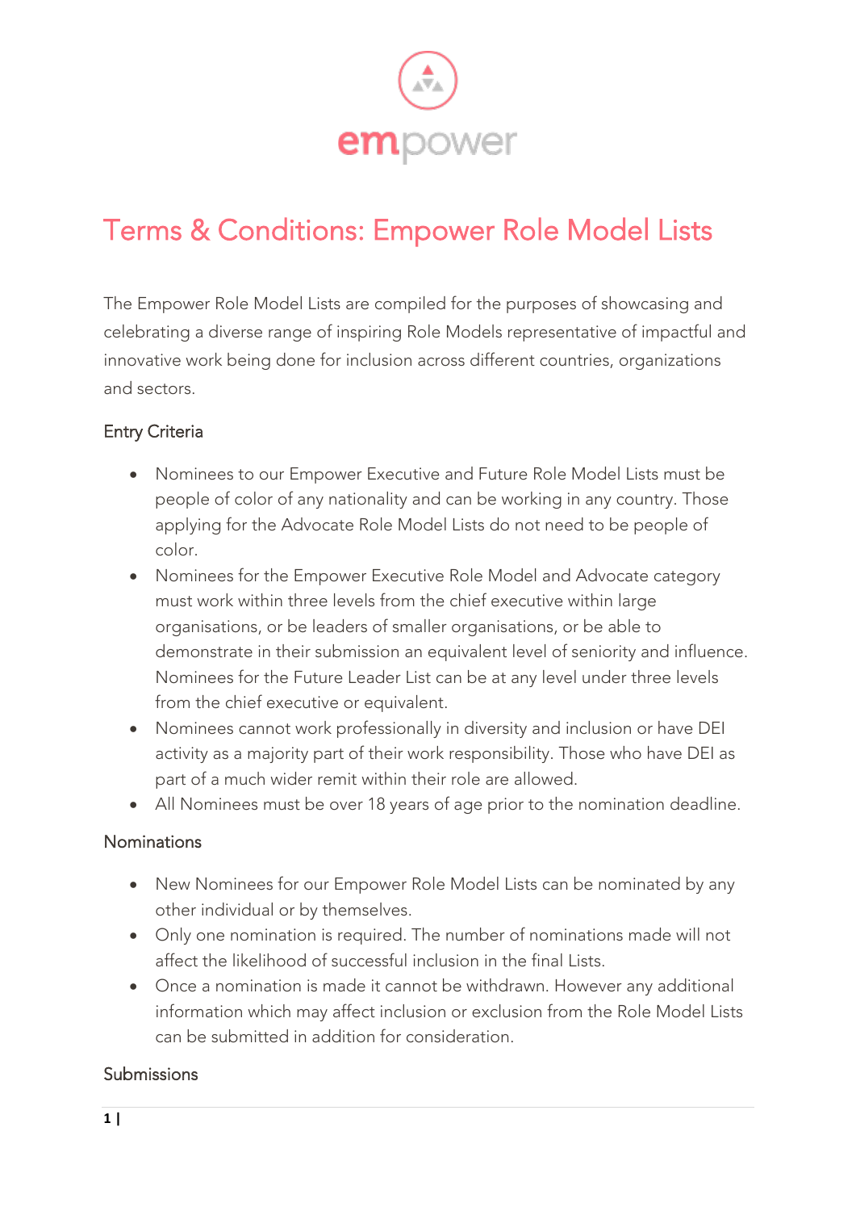empower

# Terms & Conditions: Empower Role Model Lists

The Empower Role Model Lists are compiled for the purposes of showcasing and celebrating a diverse range of inspiring Role Models representative of impactful and innovative work being done for inclusion across different countries, organizations and sectors.

## Entry Criteria

- Nominees to our Empower Executive and Future Role Model Lists must be people of color of any nationality and can be working in any country. Those applying for the Advocate Role Model Lists do not need to be people of color.
- Nominees for the Empower Executive Role Model and Advocate category must work within three levels from the chief executive within large organisations, or be leaders of smaller organisations, or be able to demonstrate in their submission an equivalent level of seniority and influence. Nominees for the Future Leader List can be at any level under three levels from the chief executive or equivalent.
- Nominees cannot work professionally in diversity and inclusion or have DEI activity as a majority part of their work responsibility. Those who have DEI as part of a much wider remit within their role are allowed.
- All Nominees must be over 18 years of age prior to the nomination deadline.

## Nominations

- New Nominees for our Empower Role Model Lists can be nominated by any other individual or by themselves.
- Only one nomination is required. The number of nominations made will not affect the likelihood of successful inclusion in the final Lists.
- Once a nomination is made it cannot be withdrawn. However any additional information which may affect inclusion or exclusion from the Role Model Lists can be submitted in addition for consideration.

## Submissions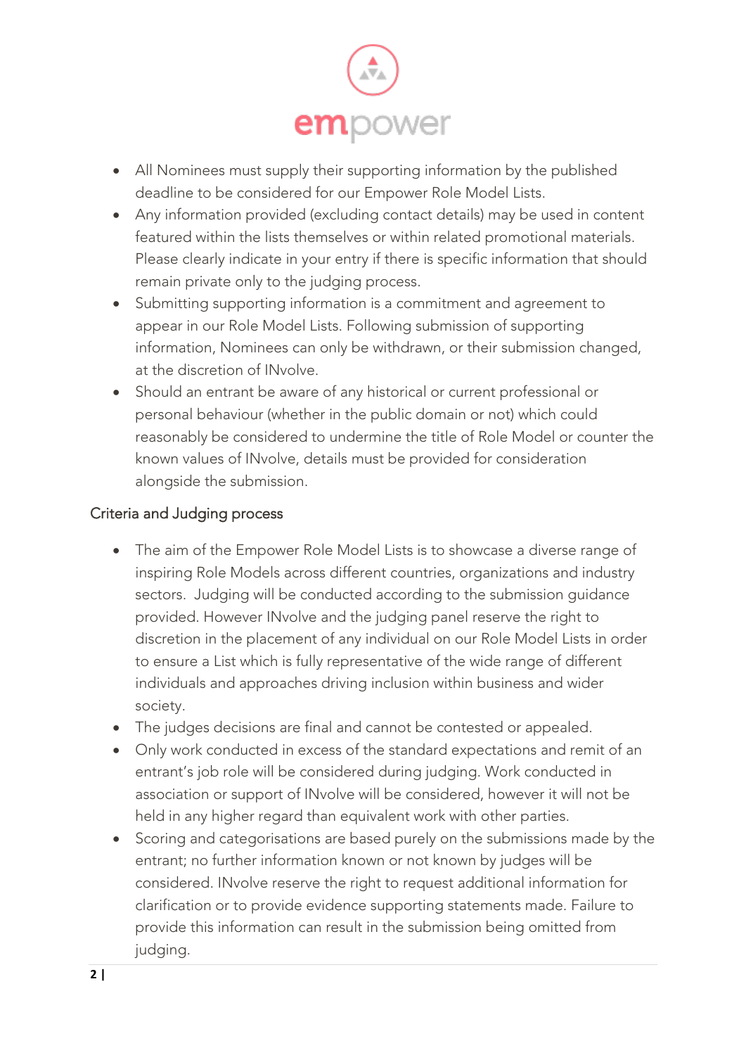- All Nominees must supply their supporting information by the published deadline to be considered for our Empower Role Model Lists.
- Any information provided (excluding contact details) may be used in content featured within the lists themselves or within related promotional materials. Please clearly indicate in your entry if there is specific information that should remain private only to the judging process.
- Submitting supporting information is a commitment and agreement to appear in our Role Model Lists. Following submission of supporting information, Nominees can only be withdrawn, or their submission changed, at the discretion of INvolve.
- Should an entrant be aware of any historical or current professional or personal behaviour (whether in the public domain or not) which could reasonably be considered to undermine the title of Role Model or counter the known values of INvolve, details must be provided for consideration alongside the submission.

## Criteria and Judging process

- The aim of the Empower Role Model Lists is to showcase a diverse range of inspiring Role Models across different countries, organizations and industry sectors. Judging will be conducted according to the submission guidance provided. However INvolve and the judging panel reserve the right to discretion in the placement of any individual on our Role Model Lists in order to ensure a List which is fully representative of the wide range of different individuals and approaches driving inclusion within business and wider society.
- The judges decisions are final and cannot be contested or appealed.
- Only work conducted in excess of the standard expectations and remit of an entrant's job role will be considered during judging. Work conducted in association or support of INvolve will be considered, however it will not be held in any higher regard than equivalent work with other parties.
- Scoring and categorisations are based purely on the submissions made by the entrant; no further information known or not known by judges will be considered. INvolve reserve the right to request additional information for clarification or to provide evidence supporting statements made. Failure to provide this information can result in the submission being omitted from judging.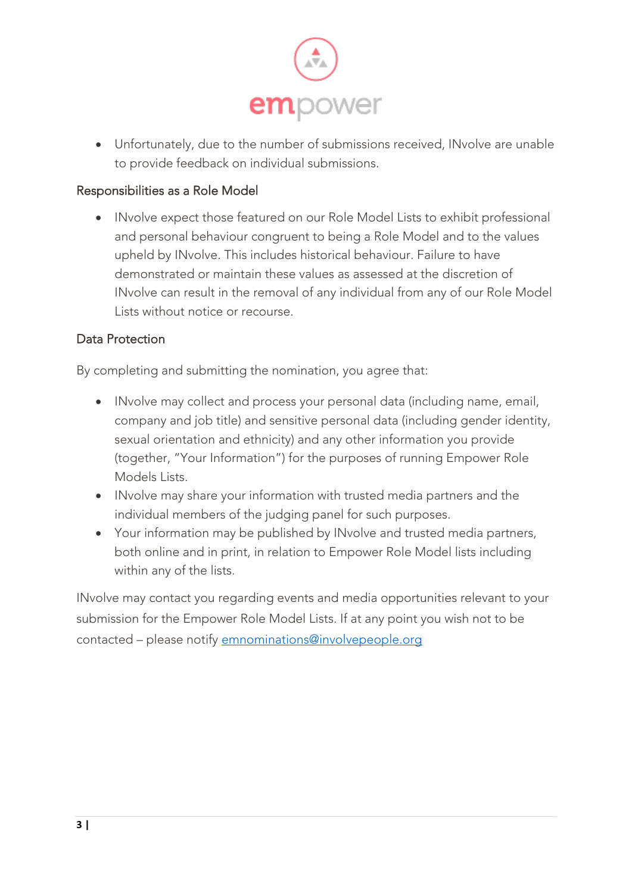- Unfortunately, due to the number of submissions received, INvolve are unable to provide feedback on individual submissions.

## Responsibilities as a Role Model

- INvolve expect those featured on our Role Model Lists to exhibit professional and personal behaviour congruent to being a Role Model and to the values upheld by INvolve. This includes historical behaviour. Failure to have demonstrated or maintain these values as assessed at the discretion of INvolve can result in the removal of any individual from any of our Role Model Lists without notice or recourse.

## Data Protection

By completing and submitting the nomination, you agree that:

- INvolve may collect and process your personal data (including name, email, company and job title) and sensitive personal data (including gender identity, sexual orientation and ethnicity) and any other information you provide (together, "Your Information") for the purposes of running Empower Role Models Lists.
- INvolve may share your information with trusted media partners and the individual members of the judging panel for such purposes.
- Your information may be published by INvolve and trusted media partners, both online and in print, in relation to Empower Role Model lists including within any of the lists.

INvolve may contact you regarding events and media opportunities relevant to your submission for the Empower Role Model Lists. If at any point you wish not to be contacted – please notify emnominations@involvepeople.org